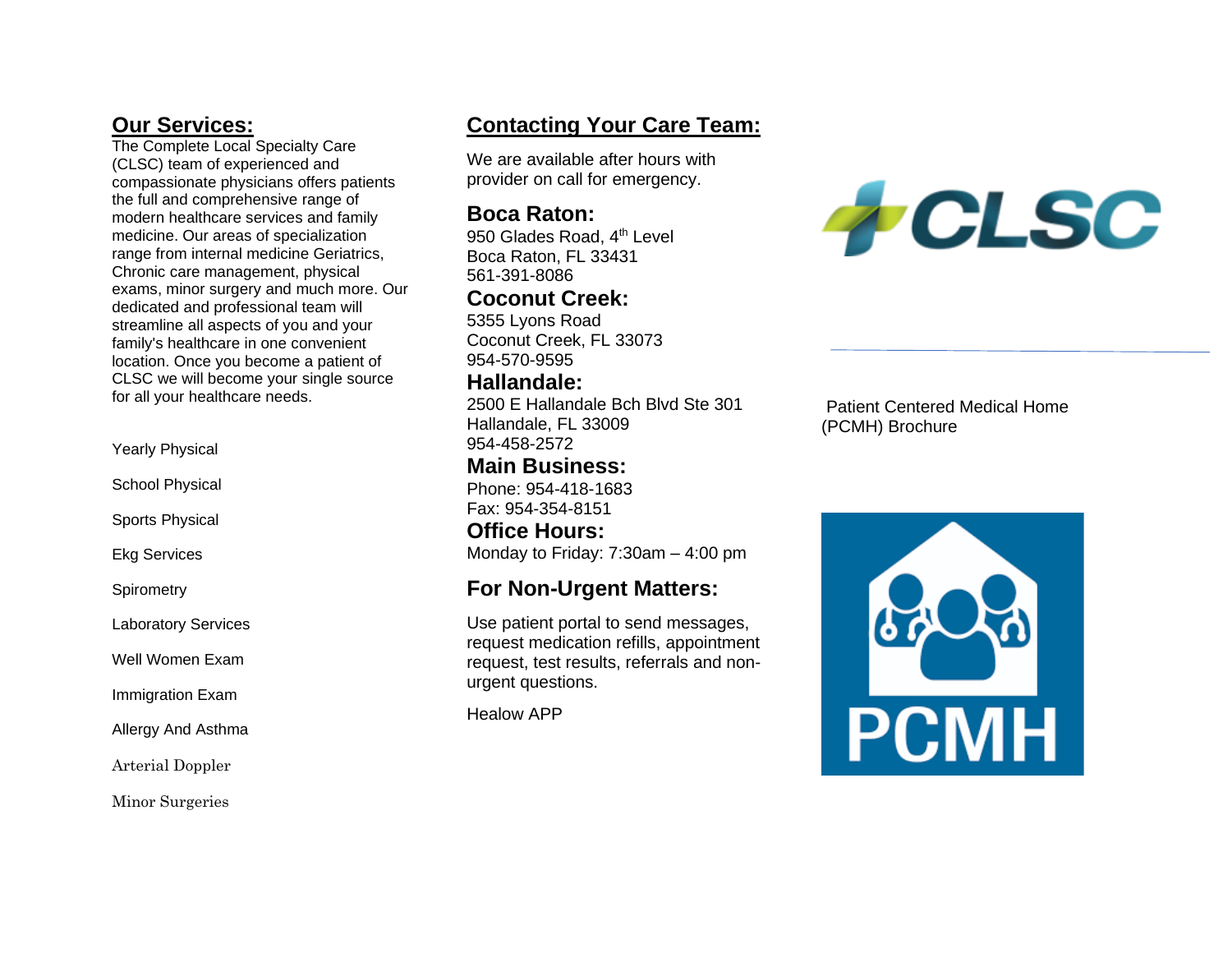## Our Services:

The Complete Local Specialty Care (CLSC) team of experienced and compassionate physicians offers patients the full and comprehensive range of modern healthcare services and family medicine. Our areas of specialization range from internal medicine Geriatrics, Chronic care management, physical exams, minor surgery and much more. Our dedicated and professional team will streamline all aspects of you and your family's healthcare in one convenient location. Once you become a patient of CLSC we will become your single source for all your healthcare needs.

Yearly Physical

School Physical

Sports Physical

Ekg Services

Spirometry

Laboratory Services

Well Women Exam

Immigration Exam

Allergy And Asthma

Arterial Doppler

Minor Surgeries

## Contacting Your Care Team:

We are available after hours with provider on call for emergency.

### Boca Raton:

950 Glades Road, 4th Level
Boca Raton, FL 33431
561-391-8086

### Coconut Creek:

5355 Lyons Road
Coconut Creek, FL 33073
954-570-9595

### Hallandale:

2500 E Hallandale Bch Blvd Ste 301
Hallandale, FL 33009
954-458-2572

### Main Business:

Phone: 954-418-1683
Fax: 954-354-8151

### Office Hours:

Monday to Friday: 7:30am – 4:00 pm

### For Non-Urgent Matters:

Use patient portal to send messages, request medication refills, appointment request, test results, referrals and non-urgent questions.

Healow APP

CLSC

Patient Centered Medical Home (PCMH) Brochure

PCMH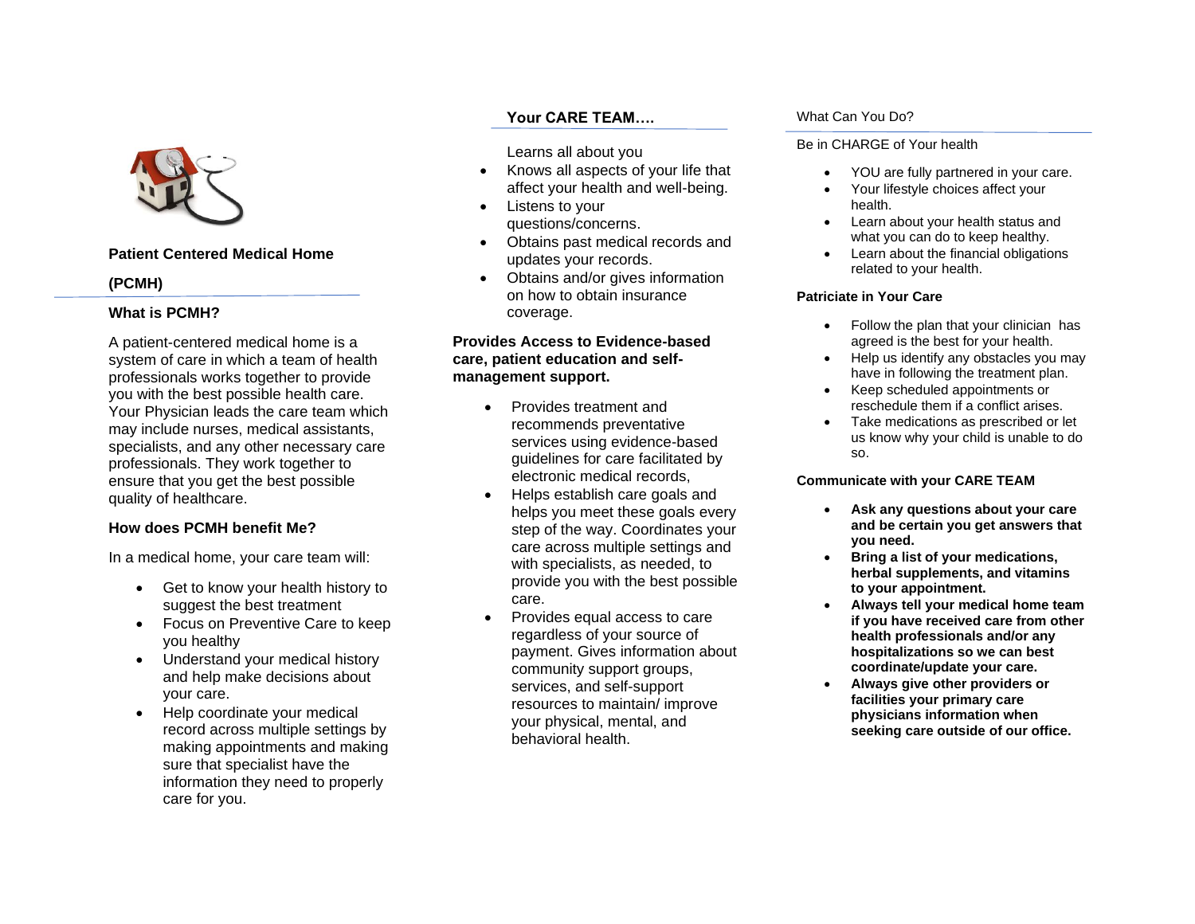## Patient Centered Medical Home

## (PCMH)

### What is PCMH?

A patient-centered medical home is a system of care in which a team of health professionals works together to provide you with the best possible health care. Your Physician leads the care team which may include nurses, medical assistants, specialists, and any other necessary care professionals. They work together to ensure that you get the best possible quality of healthcare.

### How does PCMH benefit Me?

In a medical home, your care team will:

- Get to know your health history to suggest the best treatment
- Focus on Preventive Care to keep you healthy
- Understand your medical history and help make decisions about your care.
- Help coordinate your medical record across multiple settings by making appointments and making sure that specialist have the information they need to properly care for you.

## Your CARE TEAM….

Learns all about you

- Knows all aspects of your life that affect your health and well-being.
- Listens to your questions/concerns.
- Obtains past medical records and updates your records.
- Obtains and/or gives information on how to obtain insurance coverage.

**Provides Access to Evidence-based care, patient education and self-management support.**

- Provides treatment and recommends preventative services using evidence-based guidelines for care facilitated by electronic medical records,
- Helps establish care goals and helps you meet these goals every step of the way. Coordinates your care across multiple settings and with specialists, as needed, to provide you with the best possible care.
- Provides equal access to care regardless of your source of payment. Gives information about community support groups, services, and self-support resources to maintain/ improve your physical, mental, and behavioral health.

## What Can You Do?

Be in CHARGE of Your health

- YOU are fully partnered in your care.
- Your lifestyle choices affect your health.
- Learn about your health status and what you can do to keep healthy.
- Learn about the financial obligations related to your health.

**Patriciate in Your Care**

- Follow the plan that your clinician has agreed is the best for your health.
- Help us identify any obstacles you may have in following the treatment plan.
- Keep scheduled appointments or reschedule them if a conflict arises.
- Take medications as prescribed or let us know why your child is unable to do so.

**Communicate with your CARE TEAM**

- **Ask any questions about your care and be certain you get answers that you need.**
- **Bring a list of your medications, herbal supplements, and vitamins to your appointment.**
- **Always tell your medical home team if you have received care from other health professionals and/or any hospitalizations so we can best coordinate/update your care.**
- **Always give other providers or facilities your primary care physicians information when seeking care outside of our office.**